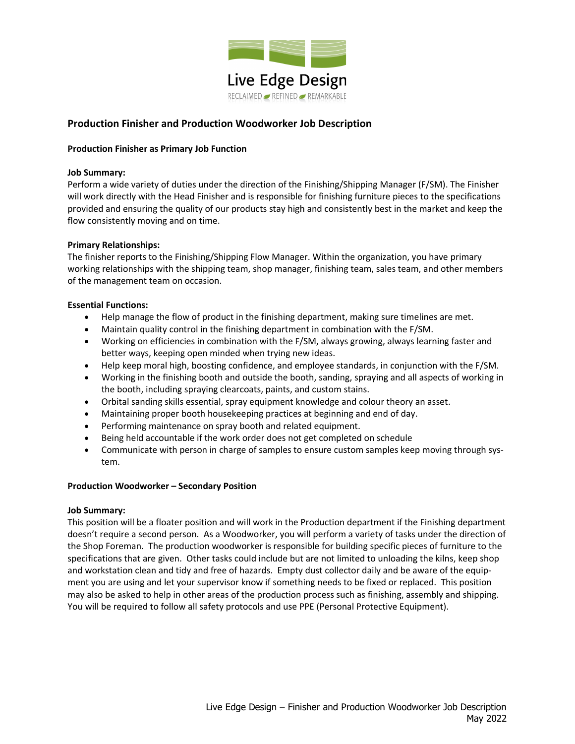Live Edge Design

RECLAIMED REFINED REMARKABLE

## Production Finisher and Production Woodworker Job Description

### Production Finisher as Primary Job Function

**Job Summary:**

Perform a wide variety of duties under the direction of the Finishing/Shipping Manager (F/SM). The Finisher will work directly with the Head Finisher and is responsible for finishing furniture pieces to the specifications provided and ensuring the quality of our products stay high and consistently best in the market and keep the flow consistently moving and on time.

**Primary Relationships:**

The finisher reports to the Finishing/Shipping Flow Manager. Within the organization, you have primary working relationships with the shipping team, shop manager, finishing team, sales team, and other members of the management team on occasion.

**Essential Functions:**

- Help manage the flow of product in the finishing department, making sure timelines are met.
- Maintain quality control in the finishing department in combination with the F/SM.
- Working on efficiencies in combination with the F/SM, always growing, always learning faster and better ways, keeping open minded when trying new ideas.
- Help keep moral high, boosting confidence, and employee standards, in conjunction with the F/SM.
- Working in the finishing booth and outside the booth, sanding, spraying and all aspects of working in the booth, including spraying clearcoats, paints, and custom stains.
- Orbital sanding skills essential, spray equipment knowledge and colour theory an asset.
- Maintaining proper booth housekeeping practices at beginning and end of day.
- Performing maintenance on spray booth and related equipment.
- Being held accountable if the work order does not get completed on schedule
- Communicate with person in charge of samples to ensure custom samples keep moving through system.

### Production Woodworker – Secondary Position

**Job Summary:**

This position will be a floater position and will work in the Production department if the Finishing department doesn't require a second person. As a Woodworker, you will perform a variety of tasks under the direction of the Shop Foreman. The production woodworker is responsible for building specific pieces of furniture to the specifications that are given. Other tasks could include but are not limited to unloading the kilns, keep shop and workstation clean and tidy and free of hazards. Empty dust collector daily and be aware of the equipment you are using and let your supervisor know if something needs to be fixed or replaced. This position may also be asked to help in other areas of the production process such as finishing, assembly and shipping. You will be required to follow all safety protocols and use PPE (Personal Protective Equipment).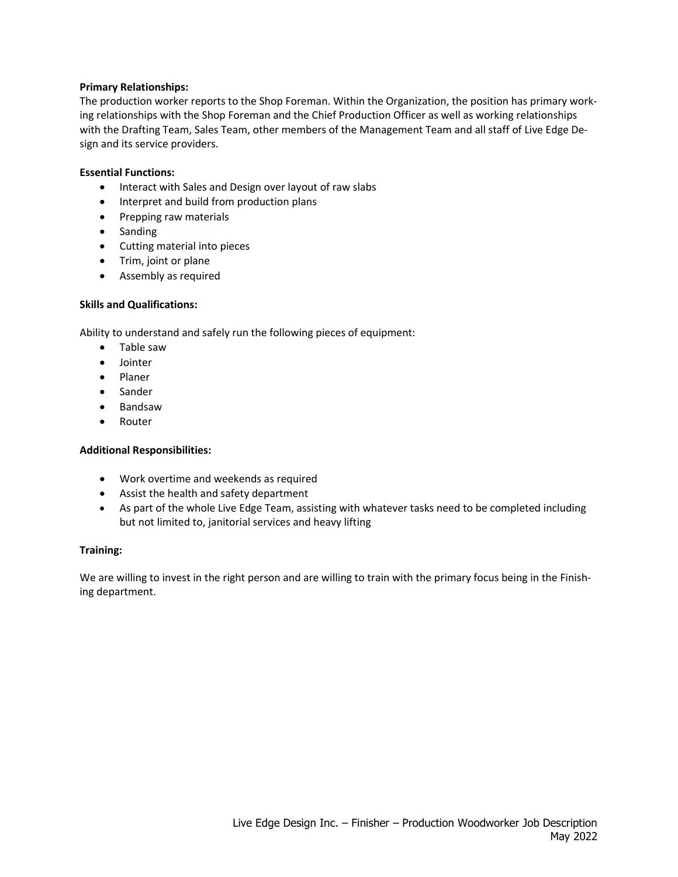**Primary Relationships:**
The production worker reports to the Shop Foreman. Within the Organization, the position has primary working relationships with the Shop Foreman and the Chief Production Officer as well as working relationships with the Drafting Team, Sales Team, other members of the Management Team and all staff of Live Edge Design and its service providers.

**Essential Functions:**

- Interact with Sales and Design over layout of raw slabs
- Interpret and build from production plans
- Prepping raw materials
- Sanding
- Cutting material into pieces
- Trim, joint or plane
- Assembly as required

**Skills and Qualifications:**

Ability to understand and safely run the following pieces of equipment:

- Table saw
- Jointer
- Planer
- Sander
- Bandsaw
- Router

**Additional Responsibilities:**

- Work overtime and weekends as required
- Assist the health and safety department
- As part of the whole Live Edge Team, assisting with whatever tasks need to be completed including but not limited to, janitorial services and heavy lifting

**Training:**

We are willing to invest in the right person and are willing to train with the primary focus being in the Finishing department.